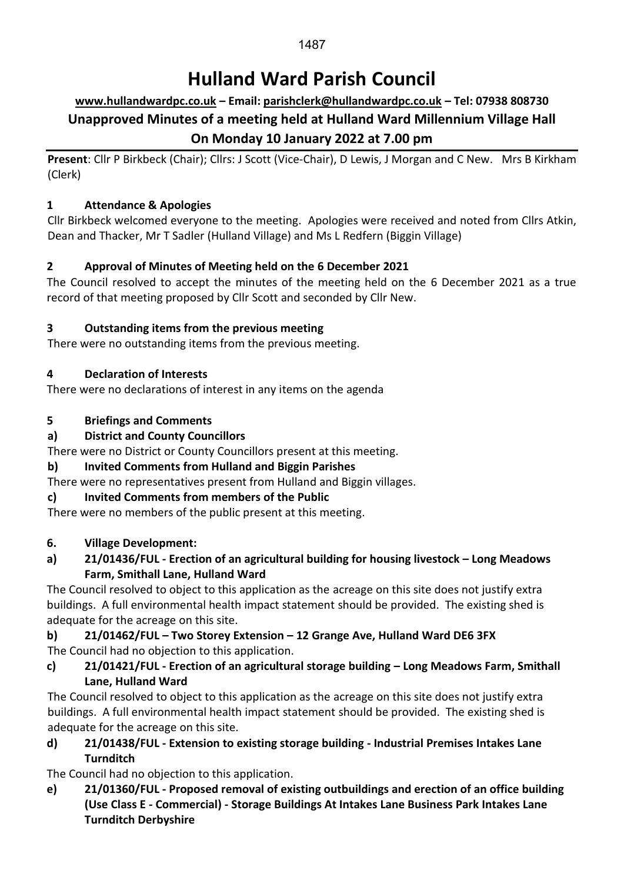# Hulland Ward Parish Council

**www.hullandwardpc.co.uk – Email: parishclerk@hullandwardpc.co.uk – Tel: 07938 808730**

## Unapproved Minutes of a meeting held at Hulland Ward Millennium Village Hall On Monday 10 January 2022 at 7.00 pm

**Present**: Cllr P Birkbeck (Chair); Cllrs: J Scott (Vice-Chair), D Lewis, J Morgan and C New. Mrs B Kirkham (Clerk)

### 1 Attendance & Apologies

Cllr Birkbeck welcomed everyone to the meeting. Apologies were received and noted from Cllrs Atkin, Dean and Thacker, Mr T Sadler (Hulland Village) and Ms L Redfern (Biggin Village)

### 2 Approval of Minutes of Meeting held on the 6 December 2021

The Council resolved to accept the minutes of the meeting held on the 6 December 2021 as a true record of that meeting proposed by Cllr Scott and seconded by Cllr New.

### 3 Outstanding items from the previous meeting

There were no outstanding items from the previous meeting.

### 4 Declaration of Interests

There were no declarations of interest in any items on the agenda

### 5 Briefings and Comments

**a) District and County Councillors**

There were no District or County Councillors present at this meeting.

**b) Invited Comments from Hulland and Biggin Parishes**

There were no representatives present from Hulland and Biggin villages.

**c) Invited Comments from members of the Public**

There were no members of the public present at this meeting.

### 6. Village Development:

**a) 21/01436/FUL - Erection of an agricultural building for housing livestock – Long Meadows Farm, Smithall Lane, Hulland Ward**

The Council resolved to object to this application as the acreage on this site does not justify extra buildings. A full environmental health impact statement should be provided. The existing shed is adequate for the acreage on this site.

**b) 21/01462/FUL – Two Storey Extension – 12 Grange Ave, Hulland Ward DE6 3FX**

The Council had no objection to this application.

**c) 21/01421/FUL - Erection of an agricultural storage building – Long Meadows Farm, Smithall Lane, Hulland Ward**

The Council resolved to object to this application as the acreage on this site does not justify extra buildings. A full environmental health impact statement should be provided. The existing shed is adequate for the acreage on this site.

**d) 21/01438/FUL - Extension to existing storage building - Industrial Premises Intakes Lane Turnditch**

The Council had no objection to this application.

**e) 21/01360/FUL - Proposed removal of existing outbuildings and erection of an office building (Use Class E - Commercial) - Storage Buildings At Intakes Lane Business Park Intakes Lane Turnditch Derbyshire**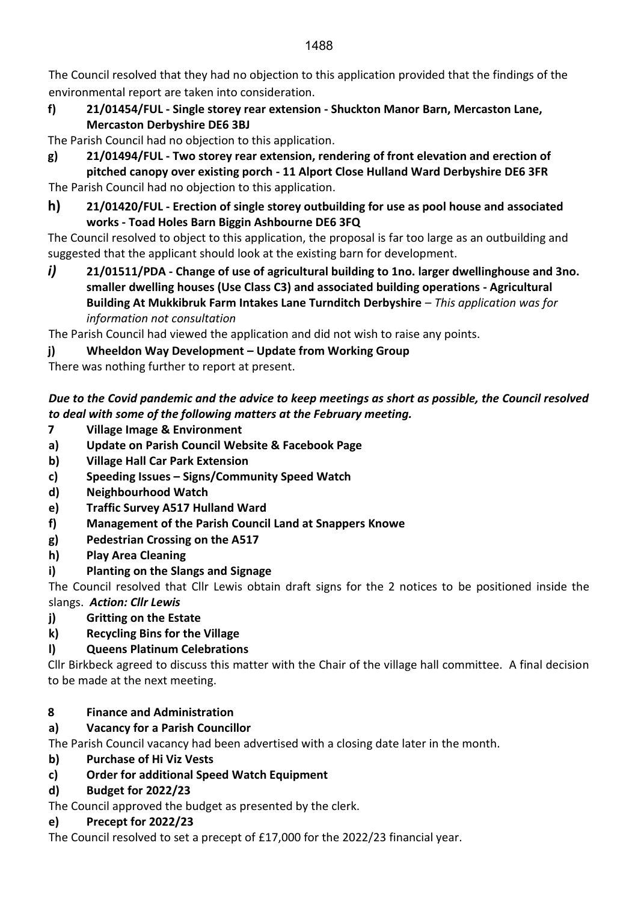The Council resolved that they had no objection to this application provided that the findings of the environmental report are taken into consideration.

**f) 21/01454/FUL - Single storey rear extension - Shuckton Manor Barn, Mercaston Lane, Mercaston Derbyshire DE6 3BJ**

The Parish Council had no objection to this application.

**g) 21/01494/FUL - Two storey rear extension, rendering of front elevation and erection of pitched canopy over existing porch - 11 Alport Close Hulland Ward Derbyshire DE6 3FR**

The Parish Council had no objection to this application.

**h) 21/01420/FUL - Erection of single storey outbuilding for use as pool house and associated works - Toad Holes Barn Biggin Ashbourne DE6 3FQ**

The Council resolved to object to this application, the proposal is far too large as an outbuilding and suggested that the applicant should look at the existing barn for development.

***i)*** **21/01511/PDA - Change of use of agricultural building to 1no. larger dwellinghouse and 3no. smaller dwelling houses (Use Class C3) and associated building operations - Agricultural Building At Mukkibruk Farm Intakes Lane Turnditch Derbyshire** – *This application was for information not consultation*

The Parish Council had viewed the application and did not wish to raise any points.

**j) Wheeldon Way Development – Update from Working Group**

There was nothing further to report at present.

***Due to the Covid pandemic and the advice to keep meetings as short as possible, the Council resolved to deal with some of the following matters at the February meeting.***

**7 Village Image & Environment**

**a) Update on Parish Council Website & Facebook Page**

**b) Village Hall Car Park Extension**

**c) Speeding Issues – Signs/Community Speed Watch**

**d) Neighbourhood Watch**

**e) Traffic Survey A517 Hulland Ward**

**f) Management of the Parish Council Land at Snappers Knowe**

**g) Pedestrian Crossing on the A517**

**h) Play Area Cleaning**

**i) Planting on the Slangs and Signage**

The Council resolved that Cllr Lewis obtain draft signs for the 2 notices to be positioned inside the slangs. ***Action: Cllr Lewis***

**j) Gritting on the Estate**

**k) Recycling Bins for the Village**

**l) Queens Platinum Celebrations**

Cllr Birkbeck agreed to discuss this matter with the Chair of the village hall committee. A final decision to be made at the next meeting.

**8 Finance and Administration**

**a) Vacancy for a Parish Councillor**

The Parish Council vacancy had been advertised with a closing date later in the month.

**b) Purchase of Hi Viz Vests**

**c) Order for additional Speed Watch Equipment**

**d) Budget for 2022/23**

The Council approved the budget as presented by the clerk.

**e) Precept for 2022/23**

The Council resolved to set a precept of £17,000 for the 2022/23 financial year.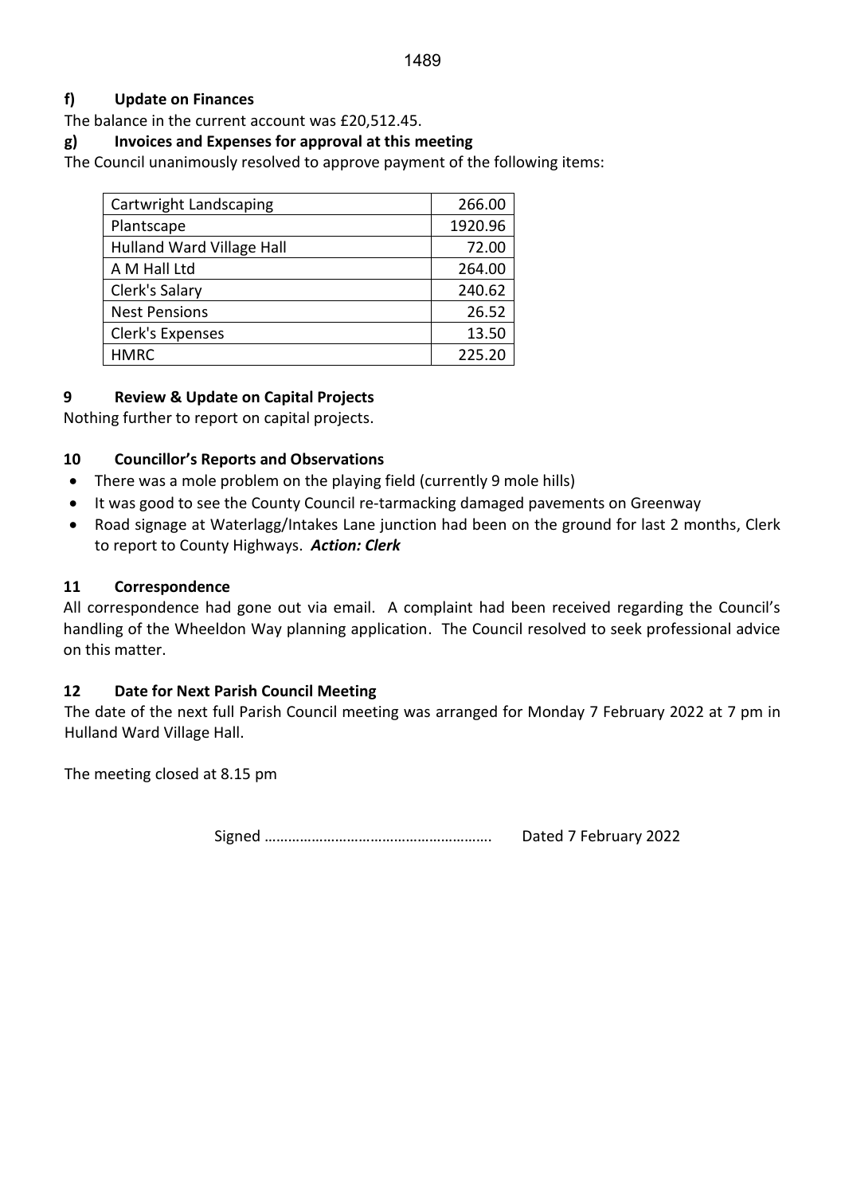### f) Update on Finances

The balance in the current account was £20,512.45.

### g) Invoices and Expenses for approval at this meeting

The Council unanimously resolved to approve payment of the following items:

| | |
|---|---|
| Cartwright Landscaping | 266.00 |
| Plantscape | 1920.96 |
| Hulland Ward Village Hall | 72.00 |
| A M Hall Ltd | 264.00 |
| Clerk's Salary | 240.62 |
| Nest Pensions | 26.52 |
| Clerk's Expenses | 13.50 |
| HMRC | 225.20 |

## 9 Review & Update on Capital Projects

Nothing further to report on capital projects.

## 10 Councillor's Reports and Observations

- There was a mole problem on the playing field (currently 9 mole hills)
- It was good to see the County Council re-tarmacking damaged pavements on Greenway
- Road signage at Waterlagg/Intakes Lane junction had been on the ground for last 2 months, Clerk to report to County Highways. ***Action: Clerk***

## 11 Correspondence

All correspondence had gone out via email. A complaint had been received regarding the Council's handling of the Wheeldon Way planning application. The Council resolved to seek professional advice on this matter.

## 12 Date for Next Parish Council Meeting

The date of the next full Parish Council meeting was arranged for Monday 7 February 2022 at 7 pm in Hulland Ward Village Hall.

The meeting closed at 8.15 pm

Signed ………………………………………………. Dated 7 February 2022